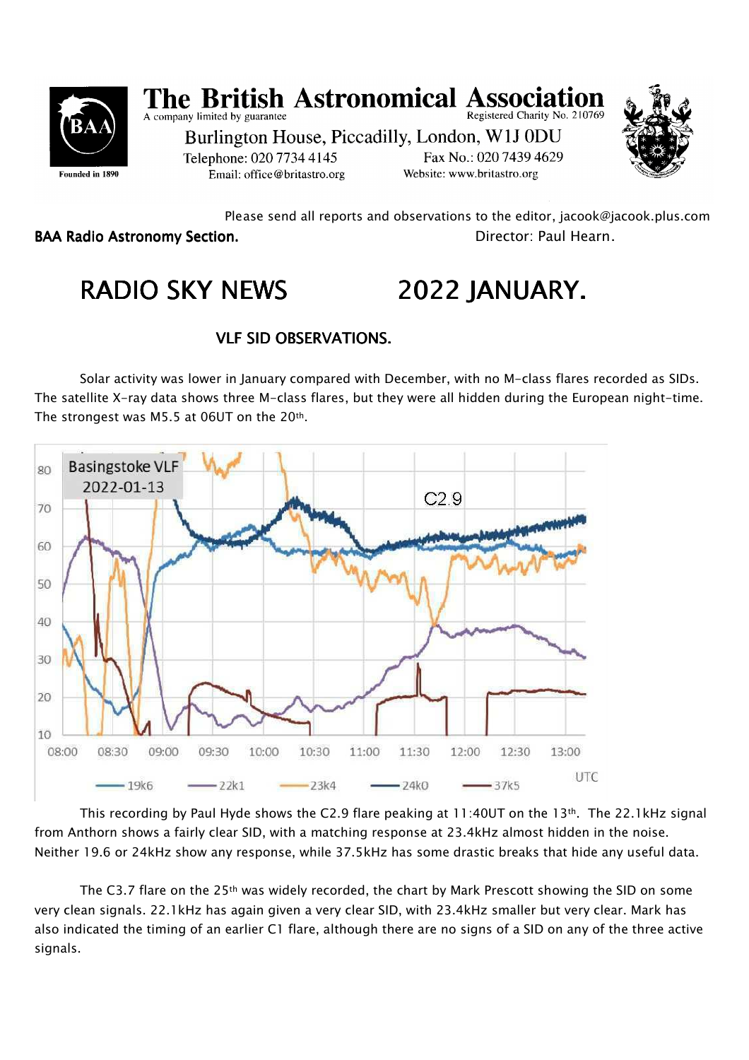**The British Astronomical Association**
A company limited by guarantee — Registered Charity No. 210769
Burlington House, Piccadilly, London, W1J 0DU
Telephone: 020 7734 4145 — Fax No.: 020 7439 4629
Email: office@britastro.org — Website: www.britastro.org
Founded in 1890

Please send all reports and observations to the editor, jacook@jacook.plus.com

**BAA Radio Astronomy Section.** Director: Paul Hearn.

# RADIO SKY NEWS 2022 JANUARY.

## VLF SID OBSERVATIONS.

Solar activity was lower in January compared with December, with no M-class flares recorded as SIDs. The satellite X-ray data shows three M-class flares, but they were all hidden during the European night-time. The strongest was M5.5 at 06UT on the 20th.

This recording by Paul Hyde shows the C2.9 flare peaking at 11:40UT on the 13th. The 22.1kHz signal from Anthorn shows a fairly clear SID, with a matching response at 23.4kHz almost hidden in the noise. Neither 19.6 or 24kHz show any response, while 37.5kHz has some drastic breaks that hide any useful data.

The C3.7 flare on the 25th was widely recorded, the chart by Mark Prescott showing the SID on some very clean signals. 22.1kHz has again given a very clear SID, with 23.4kHz smaller but very clear. Mark has also indicated the timing of an earlier C1 flare, although there are no signs of a SID on any of the three active signals.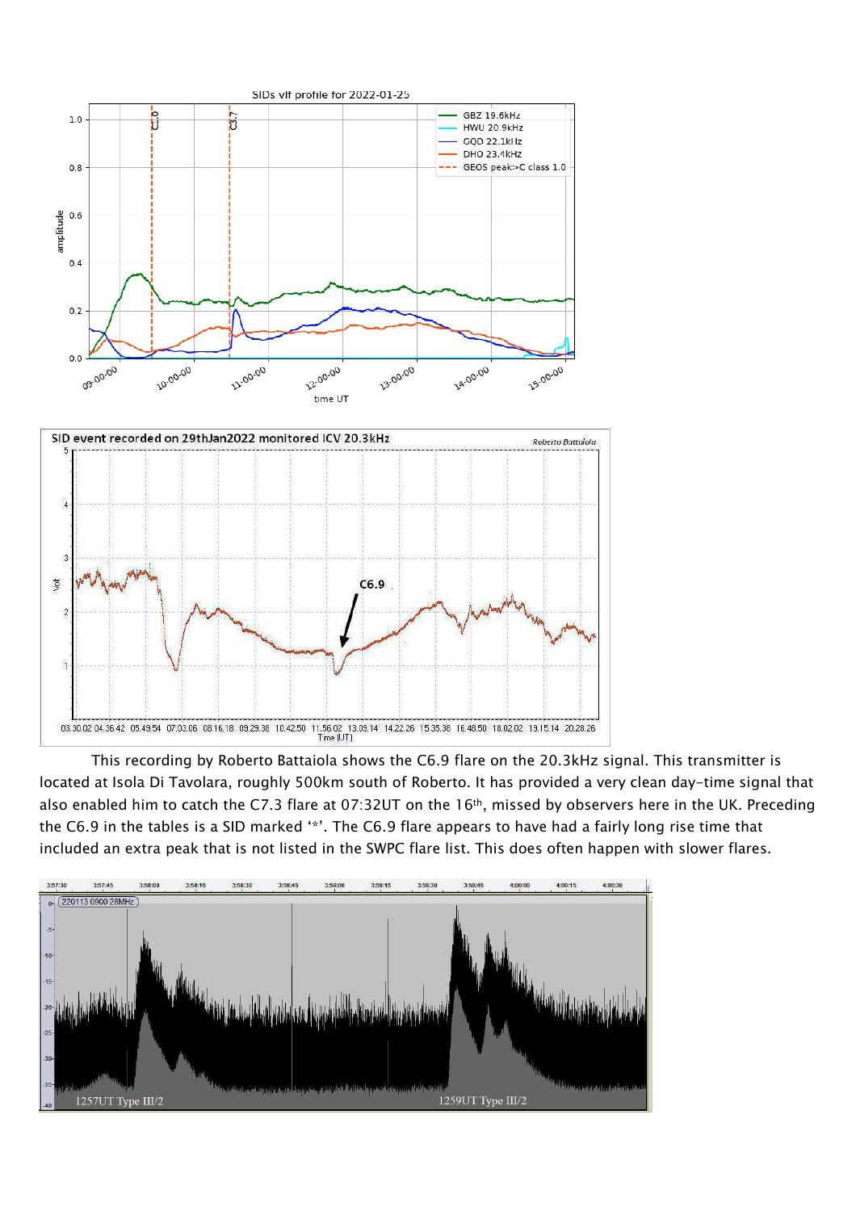This recording by Roberto Battaiola shows the C6.9 flare on the 20.3kHz signal. This transmitter is located at Isola Di Tavolara, roughly 500km south of Roberto. It has provided a very clean day-time signal that also enabled him to catch the C7.3 flare at 07:32UT on the 16th, missed by observers here in the UK. Preceding the C6.9 in the tables is a SID marked '*'. The C6.9 flare appears to have had a fairly long rise time that included an extra peak that is not listed in the SWPC flare list. This does often happen with slower flares.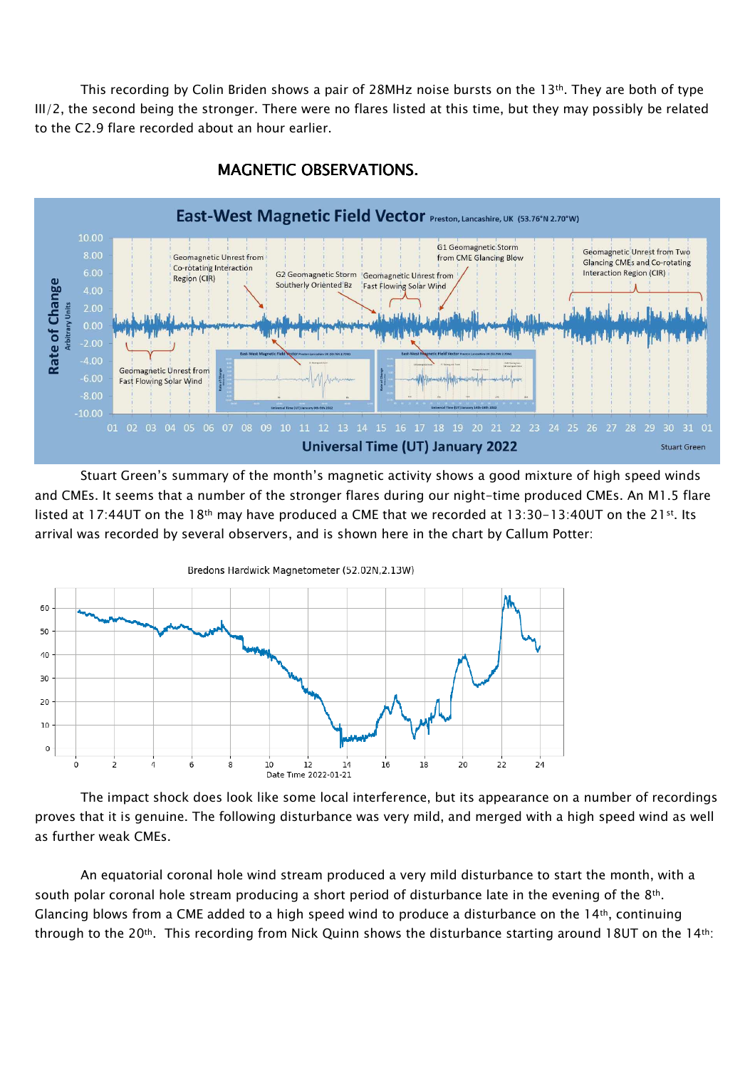This recording by Colin Briden shows a pair of 28MHz noise bursts on the 13th. They are both of type III/2, the second being the stronger. There were no flares listed at this time, but they may possibly be related to the C2.9 flare recorded about an hour earlier.

## MAGNETIC OBSERVATIONS.

Stuart Green's summary of the month's magnetic activity shows a good mixture of high speed winds and CMEs. It seems that a number of the stronger flares during our night-time produced CMEs. An M1.5 flare listed at 17:44UT on the 18th may have produced a CME that we recorded at 13:30-13:40UT on the 21st. Its arrival was recorded by several observers, and is shown here in the chart by Callum Potter:

The impact shock does look like some local interference, but its appearance on a number of recordings proves that it is genuine. The following disturbance was very mild, and merged with a high speed wind as well as further weak CMEs.

An equatorial coronal hole wind stream produced a very mild disturbance to start the month, with a south polar coronal hole stream producing a short period of disturbance late in the evening of the 8th. Glancing blows from a CME added to a high speed wind to produce a disturbance on the 14th, continuing through to the 20th. This recording from Nick Quinn shows the disturbance starting around 18UT on the 14th: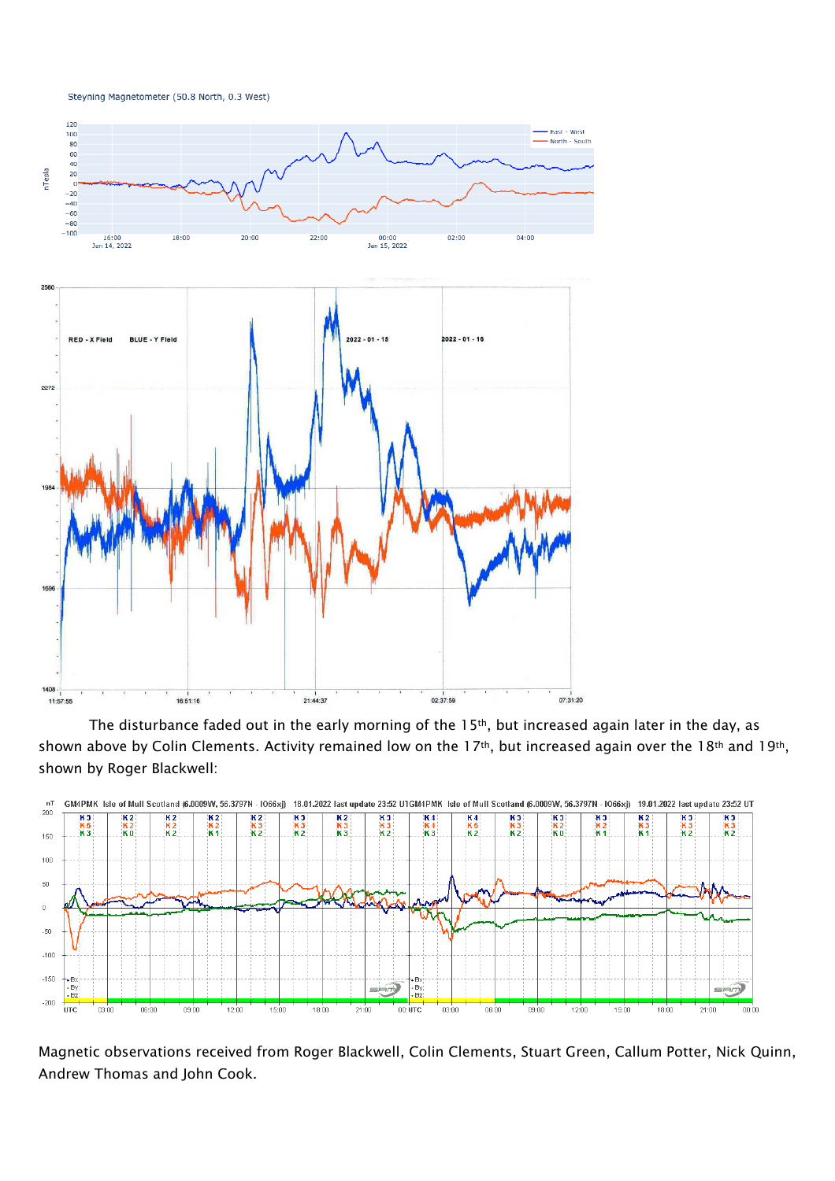The disturbance faded out in the early morning of the 15th, but increased again later in the day, as shown above by Colin Clements. Activity remained low on the 17th, but increased again over the 18th and 19th, shown by Roger Blackwell:

Magnetic observations received from Roger Blackwell, Colin Clements, Stuart Green, Callum Potter, Nick Quinn, Andrew Thomas and John Cook.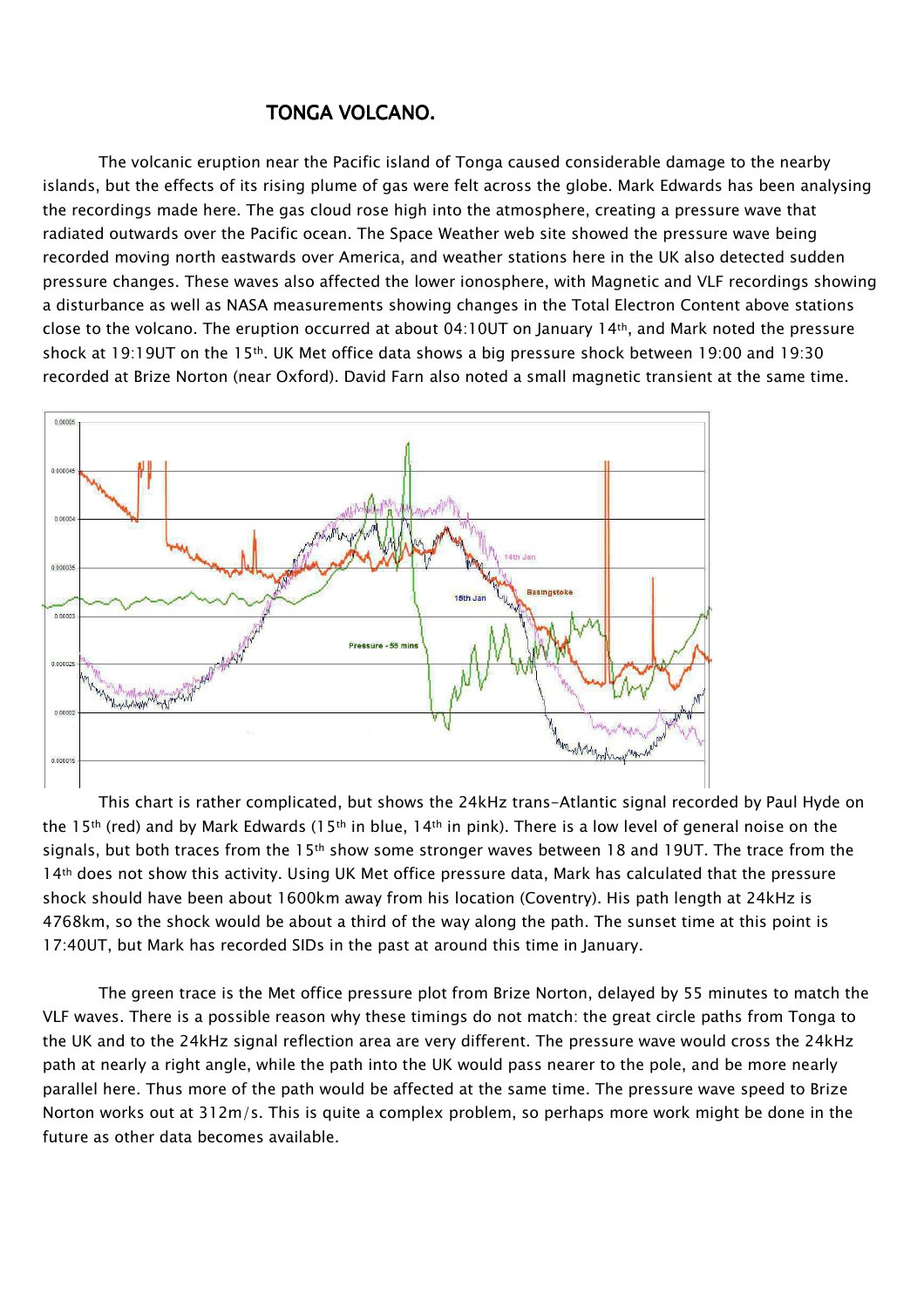# TONGA VOLCANO.

The volcanic eruption near the Pacific island of Tonga caused considerable damage to the nearby islands, but the effects of its rising plume of gas were felt across the globe. Mark Edwards has been analysing the recordings made here. The gas cloud rose high into the atmosphere, creating a pressure wave that radiated outwards over the Pacific ocean. The Space Weather web site showed the pressure wave being recorded moving north eastwards over America, and weather stations here in the UK also detected sudden pressure changes. These waves also affected the lower ionosphere, with Magnetic and VLF recordings showing a disturbance as well as NASA measurements showing changes in the Total Electron Content above stations close to the volcano. The eruption occurred at about 04:10UT on January 14th, and Mark noted the pressure shock at 19:19UT on the 15th. UK Met office data shows a big pressure shock between 19:00 and 19:30 recorded at Brize Norton (near Oxford). David Farn also noted a small magnetic transient at the same time.

This chart is rather complicated, but shows the 24kHz trans-Atlantic signal recorded by Paul Hyde on the 15th (red) and by Mark Edwards (15th in blue, 14th in pink). There is a low level of general noise on the signals, but both traces from the 15th show some stronger waves between 18 and 19UT. The trace from the 14th does not show this activity. Using UK Met office pressure data, Mark has calculated that the pressure shock should have been about 1600km away from his location (Coventry). His path length at 24kHz is 4768km, so the shock would be about a third of the way along the path. The sunset time at this point is 17:40UT, but Mark has recorded SIDs in the past at around this time in January.

The green trace is the Met office pressure plot from Brize Norton, delayed by 55 minutes to match the VLF waves. There is a possible reason why these timings do not match: the great circle paths from Tonga to the UK and to the 24kHz signal reflection area are very different. The pressure wave would cross the 24kHz path at nearly a right angle, while the path into the UK would pass nearer to the pole, and be more nearly parallel here. Thus more of the path would be affected at the same time. The pressure wave speed to Brize Norton works out at 312m/s. This is quite a complex problem, so perhaps more work might be done in the future as other data becomes available.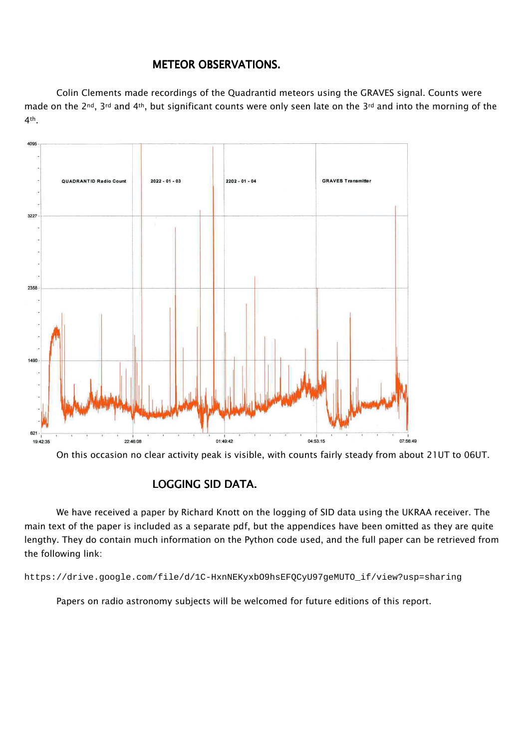## METEOR OBSERVATIONS.

Colin Clements made recordings of the Quadrantid meteors using the GRAVES signal. Counts were made on the 2nd, 3rd and 4th, but significant counts were only seen late on the 3rd and into the morning of the 4th.

On this occasion no clear activity peak is visible, with counts fairly steady from about 21UT to 06UT.

## LOGGING SID DATA.

We have received a paper by Richard Knott on the logging of SID data using the UKRAA receiver. The main text of the paper is included as a separate pdf, but the appendices have been omitted as they are quite lengthy. They do contain much information on the Python code used, and the full paper can be retrieved from the following link:

```
https://drive.google.com/file/d/1C-HxnNEKyxbO9hsEFQCyU97geMUTO_if/view?usp=sharing
```

Papers on radio astronomy subjects will be welcomed for future editions of this report.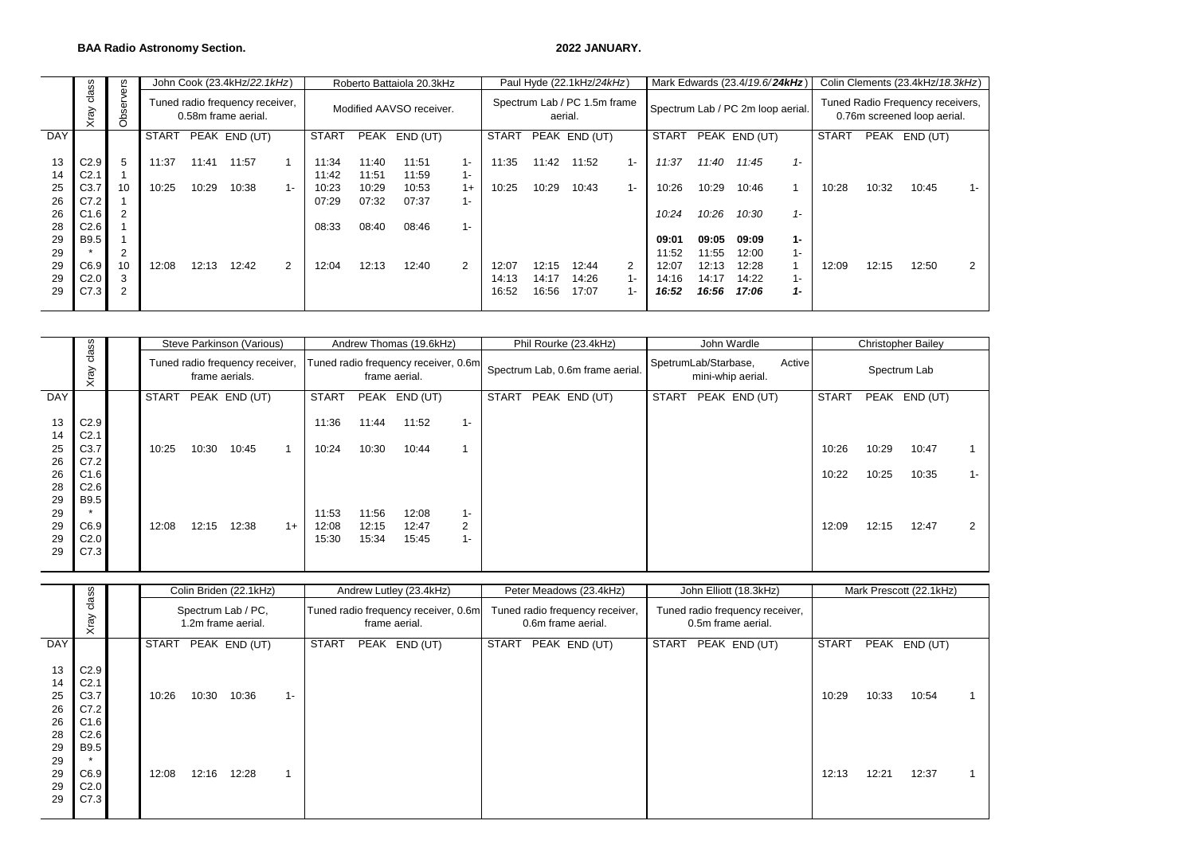**BAA Radio Astronomy Section.**

**2022 JANUARY.**

| DAY | Xray class | Observers | John Cook (23.4kHz/*22.1kHz*) Tuned radio frequency receiver, 0.58m frame aerial. | | | | Roberto Battaiola 20.3kHz Modified AAVSO receiver. | | | | Paul Hyde (22.1kHz/*24kHz*) Spectrum Lab / PC 1.5m frame aerial. | | | | Mark Edwards (23.4/*19.6*/***24kHz***) Spectrum Lab / PC 2m loop aerial. | | | | Colin Clements (23.4kHz/*18.3kHz*) Tuned Radio Frequency receivers, 0.76m screened loop aerial. | | | |
|---|---|---|---|---|---|---|---|---|---|---|---|---|---|---|---|---|---|---|---|---|---|---|
| | | | START | PEAK | END (UT) | | START | PEAK | END (UT) | | START | PEAK | END (UT) | | START | PEAK | END (UT) | | START | PEAK | END (UT) | |
| 13 | C2.9 | 5 | 11:37 | 11:41 | 11:57 | 1 | 11:34 | 11:40 | 11:51 | 1- | 11:35 | 11:42 | 11:52 | 1- | *11:37* | *11:40* | *11:45* | *1-* | | | | |
| 14 | C2.1 | 1 | | | | | 11:42 | 11:51 | 11:59 | 1- | | | | | | | | | | | | |
| 25 | C3.7 | 10 | 10:25 | 10:29 | 10:38 | 1- | 10:23 | 10:29 | 10:53 | 1+ | 10:25 | 10:29 | 10:43 | 1- | 10:26 | 10:29 | 10:46 | 1 | 10:28 | 10:32 | 10:45 | 1- |
| 26 | C7.2 | 1 | | | | | 07:29 | 07:32 | 07:37 | 1- | | | | | | | | | | | | |
| 26 | C1.6 | 2 | | | | | | | | | | | | | *10:24* | *10:26* | *10:30* | *1-* | | | | |
| 28 | C2.6 | 1 | | | | | 08:33 | 08:40 | 08:46 | 1- | | | | | | | | | | | | |
| 29 | B9.5 | 1 | | | | | | | | | | | | | **09:01** | **09:05** | **09:09** | **1-** | | | | |
| 29 | * | 2 | | | | | | | | | | | | | 11:52 | 11:55 | 12:00 | 1- | | | | |
| 29 | C6.9 | 10 | 12:08 | 12:13 | 12:42 | 2 | 12:04 | 12:13 | 12:40 | 2 | 12:07 | 12:15 | 12:44 | 2 | 12:07 | 12:13 | 12:28 | 1 | 12:09 | 12:15 | 12:50 | 2 |
| 29 | C2.0 | 3 | | | | | | | | | 14:13 | 14:17 | 14:26 | 1- | 14:16 | 14:17 | 14:22 | 1- | | | | |
| 29 | C7.3 | 2 | | | | | | | | | 16:52 | 16:56 | 17:07 | 1- | ***16:52*** | ***16:56*** | ***17:06*** | ***1-*** | | | | |

| DAY | Xray class | Steve Parkinson (Various) Tuned radio frequency receiver, frame aerials. | | | | Andrew Thomas (19.6kHz) Tuned radio frequency receiver, 0.6m frame aerial. | | | | Phil Rourke (23.4kHz) Spectrum Lab, 0.6m frame aerial. | | | | John Wardle SpetrumLab/Starbase, Active mini-whip aerial. | | | | Christopher Bailey Spectrum Lab | | | |
|---|---|---|---|---|---|---|---|---|---|---|---|---|---|---|---|---|---|---|---|---|---|
| | | START | PEAK | END (UT) | | START | PEAK | END (UT) | | START | PEAK | END (UT) | | START | PEAK | END (UT) | | START | PEAK | END (UT) | |
| 13 | C2.9 | | | | | 11:36 | 11:44 | 11:52 | 1- | | | | | | | | | | | | |
| 14 | C2.1 | | | | | | | | | | | | | | | | | | | | |
| 25 | C3.7 | 10:25 | 10:30 | 10:45 | 1 | 10:24 | 10:30 | 10:44 | 1 | | | | | | | | | 10:26 | 10:29 | 10:47 | 1 |
| 26 | C7.2 | | | | | | | | | | | | | | | | | | | | |
| 26 | C1.6 | | | | | | | | | | | | | | | | | 10:22 | 10:25 | 10:35 | 1- |
| 28 | C2.6 | | | | | | | | | | | | | | | | | | | | |
| 29 | B9.5 | | | | | | | | | | | | | | | | | | | | |
| 29 | * | | | | | 11:53 | 11:56 | 12:08 | 1- | | | | | | | | | | | | |
| 29 | C6.9 | 12:08 | 12:15 | 12:38 | 1+ | 12:08 | 12:15 | 12:47 | 2 | | | | | | | | | 12:09 | 12:15 | 12:47 | 2 |
| 29 | C2.0 | | | | | 15:30 | 15:34 | 15:45 | 1- | | | | | | | | | | | | |
| 29 | C7.3 | | | | | | | | | | | | | | | | | | | | |

| DAY | Xray class | Colin Briden (22.1kHz) Spectrum Lab / PC, 1.2m frame aerial. | | | | Andrew Lutley (23.4kHz) Tuned radio frequency receiver, 0.6m frame aerial. | | | | Peter Meadows (23.4kHz) Tuned radio frequency receiver, 0.6m frame aerial. | | | | John Elliott (18.3kHz) Tuned radio frequency receiver, 0.5m frame aerial. | | | | Mark Prescott (22.1kHz) | | | |
|---|---|---|---|---|---|---|---|---|---|---|---|---|---|---|---|---|---|---|---|---|---|
| | | START | PEAK | END (UT) | | START | PEAK | END (UT) | | START | PEAK | END (UT) | | START | PEAK | END (UT) | | START | PEAK | END (UT) | |
| 13 | C2.9 | | | | | | | | | | | | | | | | | | | | |
| 14 | C2.1 | | | | | | | | | | | | | | | | | | | | |
| 25 | C3.7 | 10:26 | 10:30 | 10:36 | 1- | | | | | | | | | | | | | 10:29 | 10:33 | 10:54 | 1 |
| 26 | C7.2 | | | | | | | | | | | | | | | | | | | | |
| 26 | C1.6 | | | | | | | | | | | | | | | | | | | | |
| 28 | C2.6 | | | | | | | | | | | | | | | | | | | | |
| 29 | B9.5 | | | | | | | | | | | | | | | | | | | | |
| 29 | * | | | | | | | | | | | | | | | | | | | | |
| 29 | C6.9 | 12:08 | 12:16 | 12:28 | 1 | | | | | | | | | | | | | 12:13 | 12:21 | 12:37 | 1 |
| 29 | C2.0 | | | | | | | | | | | | | | | | | | | | |
| 29 | C7.3 | | | | | | | | | | | | | | | | | | | | |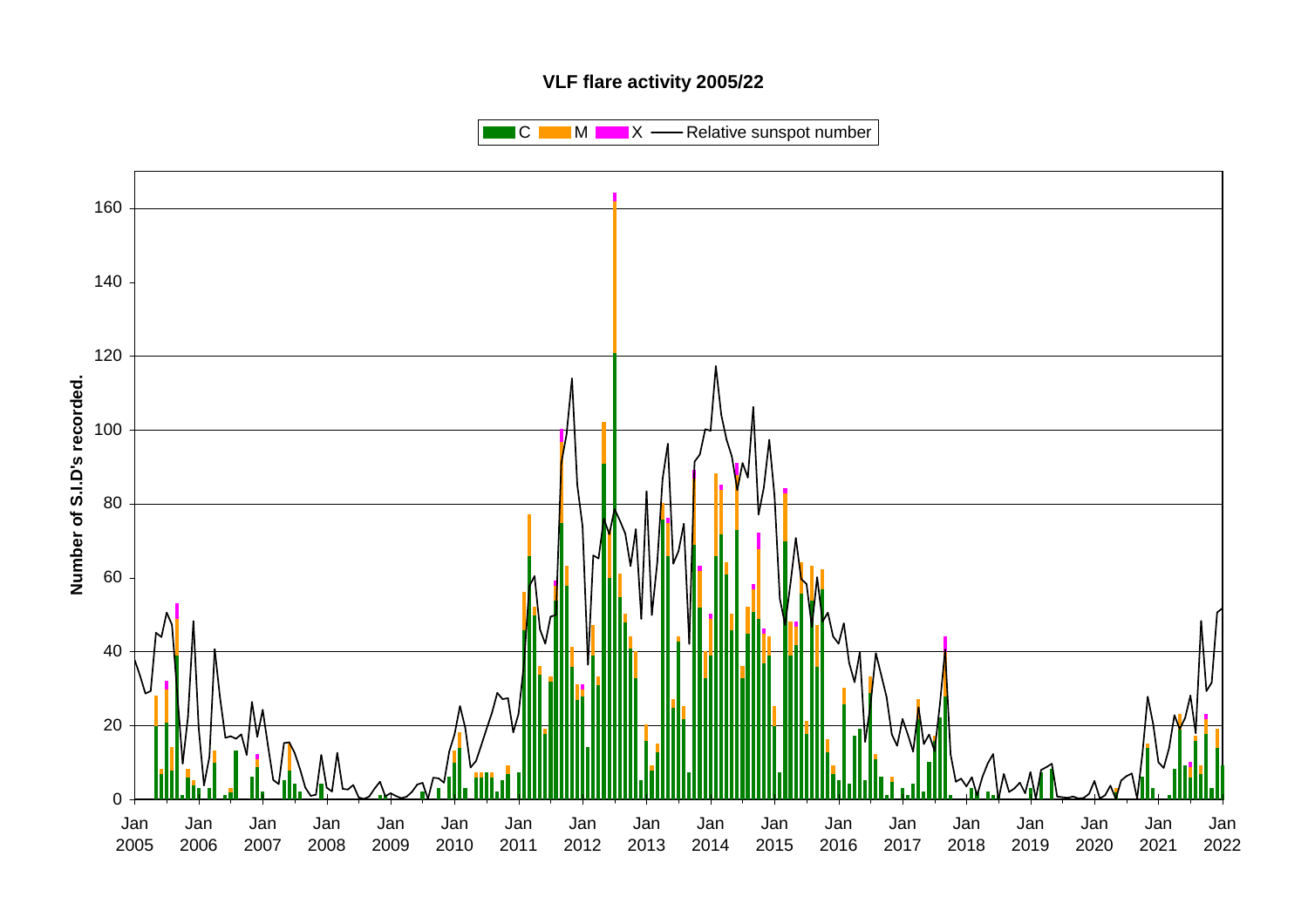## VLF flare activity 2005/22

C  M  X  — Relative sunspot number

Number of S.I.D's recorded.

0 20 40 60 80 100 120 140 160

Jan 2005, Jan 2006, Jan 2007, Jan 2008, Jan 2009, Jan 2010, Jan 2011, Jan 2012, Jan 2013, Jan 2014, Jan 2015, Jan 2016, Jan 2017, Jan 2018, Jan 2019, Jan 2020, Jan 2021, Jan 2022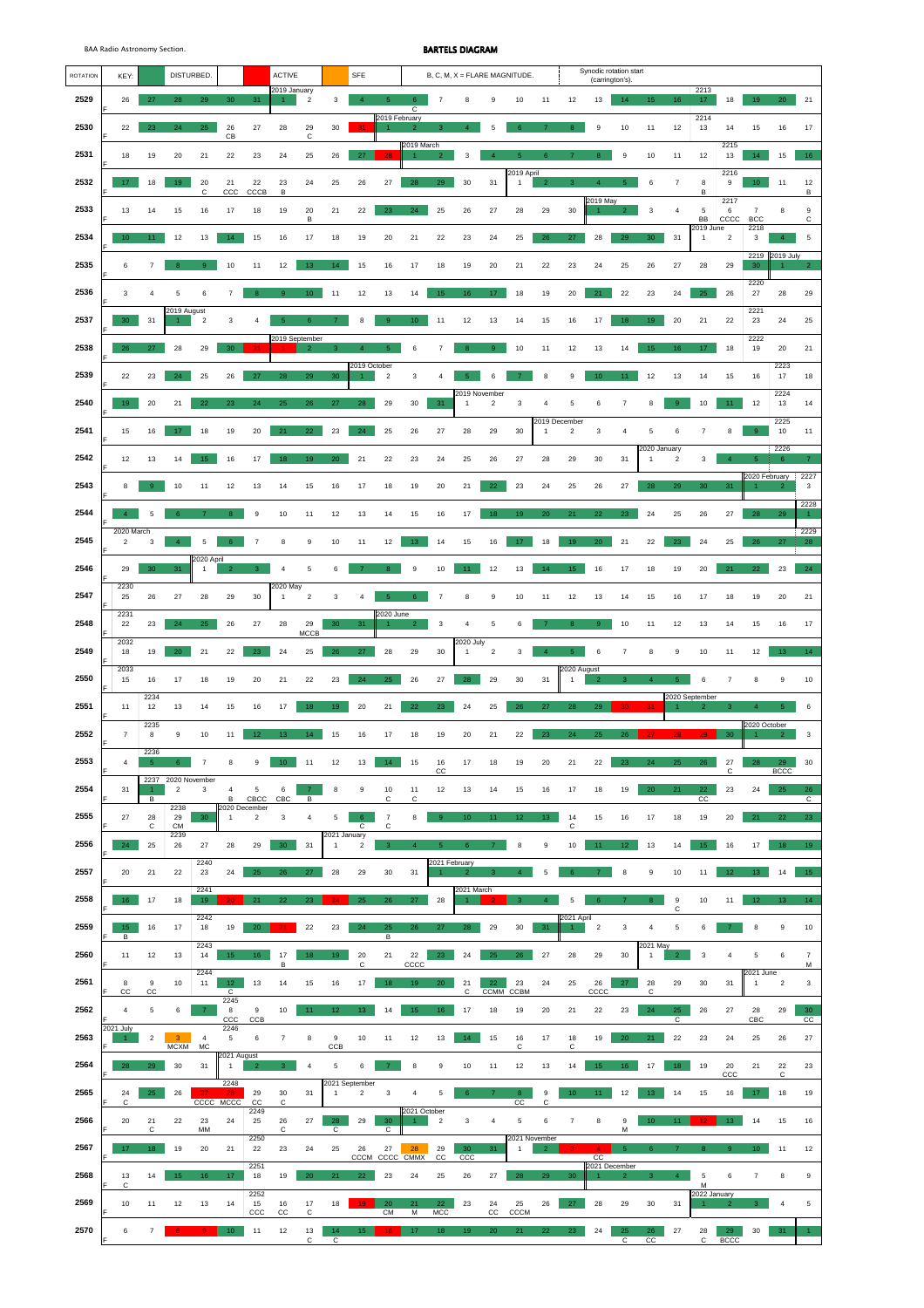BAA Radio Astronomy Section.

# BARTELS DIAGRAM

KEY: DISTURBED. ACTIVE SFE

B, C, M, X = FLARE MAGNITUDE.

Synodic rotation start (carrington's).

| ROTATION | | | | | | | | | | | | | | | | | | | | | | | | | | | |
|---|---|---|---|---|---|---|---|---|---|---|---|---|---|---|---|---|---|---|---|---|---|---|---|---|---|---|---|
| 2529 | 26 | 27 | 28 | 29 | 30 | 31 | 2019 January 1 | 2 | 3 | 4 | 5 | 6 C | 7 | 8 | 9 | 10 | 11 | 12 | 13 | 14 | 15 | 16 | 2213 17 | 18 | 19 | 20 | 21 |
| 2530 | 22 | 23 | 24 | 25 | 26 CB | 27 | 28 | 29 C | 30 | 31 | 2019 February 1 | 2 | 3 | 4 | 5 | 6 | 7 | 8 | 9 | 10 | 11 | 12 | 2214 13 | 14 | 15 | 16 | 17 |
| 2531 | 18 | 19 | 20 | 21 | 22 | 23 | 24 | 25 | 26 | 27 | 28 | 2019 March 1 | 2 | 3 | 4 | 5 | 6 | 7 | 8 | 9 | 10 | 11 | 12 | 2215 13 | 14 | 15 | 16 |
| 2532 | 17 | 18 | 19 | 20 C | 21 CCC | 22 CCCB | 23 B | 24 | 25 | 26 | 27 | 28 | 29 | 30 | 31 | 2019 April 1 | 2 | 3 | 4 | 5 | 6 | 7 | 8 B | 2216 9 | 10 | 11 | 12 B |
| 2533 | 13 | 14 | 15 | 16 | 17 | 18 | 19 | 20 B | 21 | 22 | 23 | 24 | 25 | 26 | 27 | 28 | 29 | 30 | 2019 May 1 | 2 | 3 | 4 | 5 BB | 2217 6 CCCC | 7 BCC | 8 | 9 C |
| 2534 | 10 | 11 | 12 | 13 | 14 | 15 | 16 | 17 | 18 | 19 | 20 | 21 | 22 | 23 | 24 | 25 | 26 | 27 | 28 | 29 | 30 | 31 | 2019 June 1 | 2 | 2218 3 | 4 | 5 |
| 2535 | 6 | 7 | 8 | 9 | 10 | 11 | 12 | 13 | 14 | 15 | 16 | 17 | 18 | 19 | 20 | 21 | 22 | 23 | 24 | 25 | 26 | 27 | 28 | 29 | 2219 30 | 2019 July 1 | 2 |
| 2536 | 3 | 4 | 5 | 6 | 7 | 8 | 9 | 10 | 11 | 12 | 13 | 14 | 15 | 16 | 17 | 18 | 19 | 20 | 21 | 22 | 23 | 24 | 25 | 26 | 2220 27 | 28 | 29 |
| 2537 | 30 | 31 | 2019 August 1 | 2 | 3 | 4 | 5 | 6 | 7 | 8 | 9 | 10 | 11 | 12 | 13 | 14 | 15 | 16 | 17 | 18 | 19 | 20 | 21 | 22 | 2221 23 | 24 | 25 |
| 2538 | 26 | 27 | 28 | 29 | 30 | 31 | 2019 September 1 | 2 | 3 | 4 | 5 | 6 | 7 | 8 | 9 | 10 | 11 | 12 | 13 | 14 | 15 | 16 | 17 | 18 | 2222 19 | 20 | 21 |
| 2539 | 22 | 23 | 24 | 25 | 26 | 27 | 28 | 29 | 30 | 2019 October 1 | 2 | 3 | 4 | 5 | 6 | 7 | 8 | 9 | 10 | 11 | 12 | 13 | 14 | 15 | 16 | 2223 17 | 18 |
| 2540 | 19 | 20 | 21 | 22 | 23 | 24 | 25 | 26 | 27 | 28 | 29 | 30 | 31 | 2019 November 1 | 2 | 3 | 4 | 5 | 6 | 7 | 8 | 9 | 10 | 11 | 12 | 2224 13 | 14 |
| 2541 | 15 | 16 | 17 | 18 | 19 | 20 | 21 | 22 | 23 | 24 | 25 | 26 | 27 | 28 | 29 | 30 | 2019 December 1 | 2 | 3 | 4 | 5 | 6 | 7 | 8 | 9 | 2225 10 | 11 |
| 2542 | 12 | 13 | 14 | 15 | 16 | 17 | 18 | 19 | 20 | 21 | 22 | 23 | 24 | 25 | 26 | 27 | 28 | 29 | 30 | 31 | 2020 January 1 | 2 | 3 | 4 | 5 | 2226 6 | 7 |
| 2543 | 8 | 9 | 10 | 11 | 12 | 13 | 14 | 15 | 16 | 17 | 18 | 19 | 20 | 21 | 22 | 23 | 24 | 25 | 26 | 27 | 28 | 29 | 30 | 31 | 2020 February 1 | 2 | 2227 3 |
| 2544 | 4 | 5 | 6 | 7 | 8 | 9 | 10 | 11 | 12 | 13 | 14 | 15 | 16 | 17 | 18 | 19 | 20 | 21 | 22 | 23 | 24 | 25 | 26 | 27 | 28 | 29 | 2228 1 |
| 2545 | 2020 March 2 | 3 | 4 | 5 | 6 | 7 | 8 | 9 | 10 | 11 | 12 | 13 | 14 | 15 | 16 | 17 | 18 | 19 | 20 | 21 | 22 | 23 | 24 | 25 | 26 | 27 | 2229 28 |
| 2546 | 29 | 30 | 31 | 2020 April 1 | 2 | 3 | 4 | 5 | 6 | 7 | 8 | 9 | 10 | 11 | 12 | 13 | 14 | 15 | 16 | 17 | 18 | 19 | 20 | 21 | 22 | 23 | 24 |
| 2547 | 2230 25 | 26 | 27 | 28 | 29 | 30 | 2020 May 1 | 2 | 3 | 4 | 5 | 6 | 7 | 8 | 9 | 10 | 11 | 12 | 13 | 14 | 15 | 16 | 17 | 18 | 19 | 20 | 21 |
| 2548 | 2231 22 | 23 | 24 | 25 | 26 | 27 | 28 | 29 MCCB | 30 | 31 | 2020 June 1 | 2 | 3 | 4 | 5 | 6 | 7 | 8 | 9 | 10 | 11 | 12 | 13 | 14 | 15 | 16 | 17 |
| 2549 | 2032 18 | 19 | 20 | 21 | 22 | 23 | 24 | 25 | 26 | 27 | 28 | 29 | 30 | 2020 July 1 | 2 | 3 | 4 | 5 | 6 | 7 | 8 | 9 | 10 | 11 | 12 | 13 | 14 |
| 2550 | 2033 15 | 16 | 17 | 18 | 19 | 20 | 21 | 22 | 23 | 24 | 25 | 26 | 27 | 28 | 29 | 30 | 31 | 2020 August 1 | 2 | 3 | 4 | 5 | 6 | 7 | 8 | 9 | 10 |
| 2551 | 11 | 2234 12 | 13 | 14 | 15 | 16 | 17 | 18 | 19 | 20 | 21 | 22 | 23 | 24 | 25 | 26 | 27 | 28 | 29 | 30 | 31 | 2020 September 1 | 2 | 3 | 4 | 5 | 6 |
| 2552 | 7 | 2235 8 | 9 | 10 | 11 | 12 | 13 | 14 | 15 | 16 | 17 | 18 | 19 | 20 | 21 | 22 | 23 | 24 | 25 | 26 | 27 | 28 | 29 | 30 | 2020 October 1 | 2 | 3 |
| 2553 | 4 | 2236 5 | 6 | 7 | 8 | 9 | 10 | 11 | 12 | 13 | 14 | 15 | 16 CC | 17 | 18 | 19 | 20 | 21 | 22 | 23 | 24 | 25 | 26 | 27 C | 28 | 29 BCCC | 30 |
| 2554 | 31 | 2237 2020 November 1 B | 2 | 3 | 4 B | 5 CBCC | 6 CBC | 7 B | 8 | 9 | 10 C | 11 C | 12 | 13 | 14 | 15 | 16 | 17 | 18 | 19 | 20 | 21 | 22 CC | 23 | 24 | 25 | 26 C |
| 2555 | 27 | 28 C | 2238 29 CM | 30 | 2020 December 1 | 2 | 3 | 4 | 5 | 6 C | 7 C | 8 | 9 | 10 | 11 | 12 | 13 | 14 C | 15 | 16 | 17 | 18 | 19 | 20 | 21 | 22 | 23 |
| 2556 | 24 | 25 | 2239 26 | 27 | 28 | 29 | 30 | 31 | 2021 January 1 | 2 | 3 | 4 | 5 | 6 | 7 | 8 | 9 | 10 | 11 | 12 | 13 | 14 | 15 | 16 | 17 | 18 | 19 |
| 2557 | 20 | 21 | 22 | 2240 23 | 24 | 25 | 26 | 27 | 28 | 29 | 30 | 31 | 2021 February 1 | 2 | 3 | 4 | 5 | 6 | 7 | 8 | 9 | 10 | 11 | 12 | 13 | 14 | 15 |
| 2558 | 16 | 17 | 18 | 2241 19 | 20 | 21 | 22 | 23 | 24 | 25 | 26 | 27 | 28 | 2021 March 1 | 2 | 3 | 4 | 5 | 6 | 7 | 8 | 9 C | 10 | 11 | 12 | 13 | 14 |
| 2559 | 15 B | 16 | 17 | 2242 18 | 19 | 20 | 21 | 22 | 23 | 24 | 25 B | 26 | 27 | 28 | 29 | 30 | 31 | 2021 April 1 | 2 | 3 | 4 | 5 | 6 | 7 | 8 | 9 | 10 |
| 2560 | 11 | 12 | 13 | 2243 14 | 15 | 16 | 17 B | 18 | 19 | 20 C | 21 | 22 CCCC | 23 | 24 | 25 | 26 | 27 | 28 | 29 | 30 | 2021 May 1 | 2 | 3 | 4 | 5 | 6 | 7 M |
| 2561 | 8 CC | 9 CC | 10 | 2244 11 | 12 C | 13 | 14 | 15 | 16 | 17 | 18 | 19 | 20 | 21 C | 22 CCMM | 23 CCBM | 24 | 25 | 26 CCCC | 27 | 28 C | 29 | 30 | 31 | 2021 June 1 | 2 | 3 |
| 2562 | 4 | 5 | 6 | 7 | 2245 8 CCC | 9 CCB | 10 | 11 | 12 | 13 | 14 | 15 | 16 | 17 | 18 | 19 | 20 | 21 | 22 | 23 | 24 | 25 C | 26 | 27 | 28 CBC | 29 | 30 CC |
| 2563 | 2021 July 1 | 2 | 3 MCXM | 4 MC | 2246 5 | 6 | 7 | 8 | 9 CCB | 10 | 11 | 12 | 13 | 14 | 15 | 16 C | 17 | 18 C | 19 | 20 | 21 | 22 | 23 | 24 | 25 | 26 | 27 |
| 2564 | 28 | 29 | 30 | 31 | 2021 August 1 | 2 | 3 | 4 | 5 | 6 | 7 | 8 | 9 | 10 | 11 | 12 | 13 | 14 | 15 | 16 | 17 | 18 | 19 | 20 CCC | 21 | 22 C | 23 |
| 2565 | 24 C | 25 | 26 | 27 CCCC | 2248 28 MCCC | 29 CC | 30 C | 31 | 2021 September 1 | 2 | 3 | 4 | 5 | 6 | 7 | 8 CC | 9 C | 10 | 11 | 12 | 13 | 14 | 15 | 16 | 17 | 18 | 19 |
| 2566 | 20 | 21 C | 22 | 23 MM | 24 | 2249 25 | 26 C | 27 | 28 C | 29 | 30 C | 2021 October 1 | 2 | 3 | 4 | 5 | 6 | 7 | 8 | 9 M | 10 | 11 | 12 | 13 | 14 | 15 | 16 |
| 2567 | 17 | 18 | 19 | 20 | 21 | 2250 22 | 23 | 24 | 25 | 26 CCCM | 27 CCCC | 28 CMMX | 29 CC | 30 CCC | 31 | 2021 November 1 | 2 | 3 | 4 CC | 5 | 6 | 7 | 8 | 9 | 10 | 11 | 12 |
| 2568 | 13 C | 14 | 15 | 16 | 17 | 2251 18 | 19 | 20 | 21 | 22 | 23 | 24 | 25 | 26 | 27 | 28 | 29 | 30 | 2021 December 1 | 2 | 3 | 4 | 5 M | 6 | 7 | 8 | 9 |
| 2569 | 10 | 11 | 12 | 13 | 14 | 2252 15 CCC | 16 CC | 17 C | 18 | 19 | 20 CM | 21 M | 22 MCC | 23 | 24 CC | 25 CCCM | 26 | 27 | 28 | 29 | 30 | 31 | 2022 January 1 | 2 | 3 | 4 | 5 |
| 2570 | 6 | 7 | 8 | 9 | 10 | 11 | 12 | 13 C | 14 C | 15 | 16 | 17 | 18 | 19 | 20 | 21 | 22 | 23 | 24 | 25 C | 26 CC | 27 | 28 C | 29 BCCC | 30 | 31 | 1 |